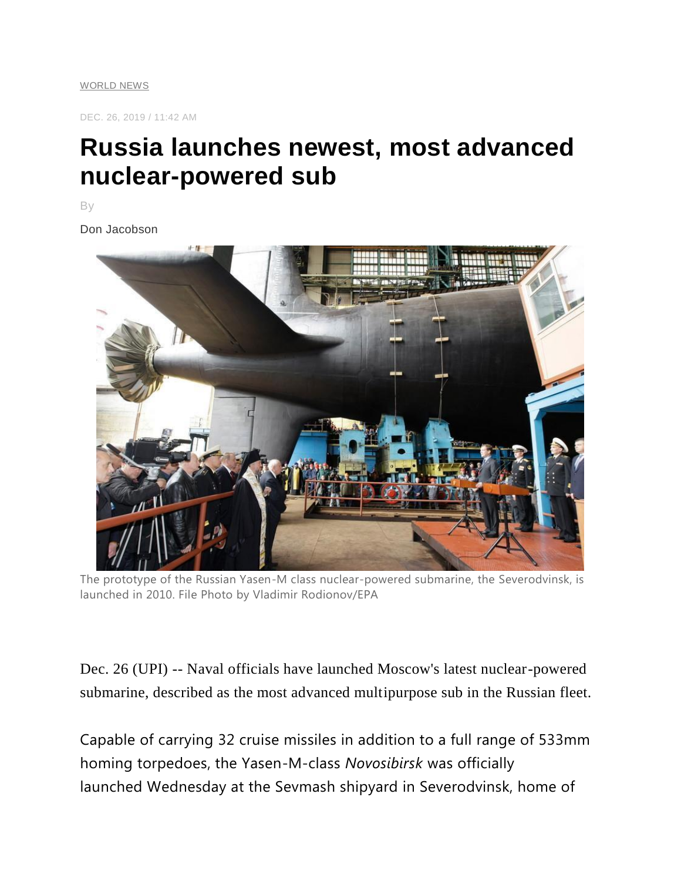WORLD NEWS

DEC. 26, 2019 / 11:42 AM

# Russia launches newest, most advanced nuclear-powered sub

By

Don Jacobson

The prototype of the Russian Yasen-M class nuclear-powered submarine, the Severodvinsk, is launched in 2010. File Photo by Vladimir Rodionov/EPA

Dec. 26 (UPI) -- Naval officials have launched Moscow's latest nuclear-powered submarine, described as the most advanced multipurpose sub in the Russian fleet.

Capable of carrying 32 cruise missiles in addition to a full range of 533mm homing torpedoes, the Yasen-M-class *Novosibirsk* was officially launched Wednesday at the Sevmash shipyard in Severodvinsk, home of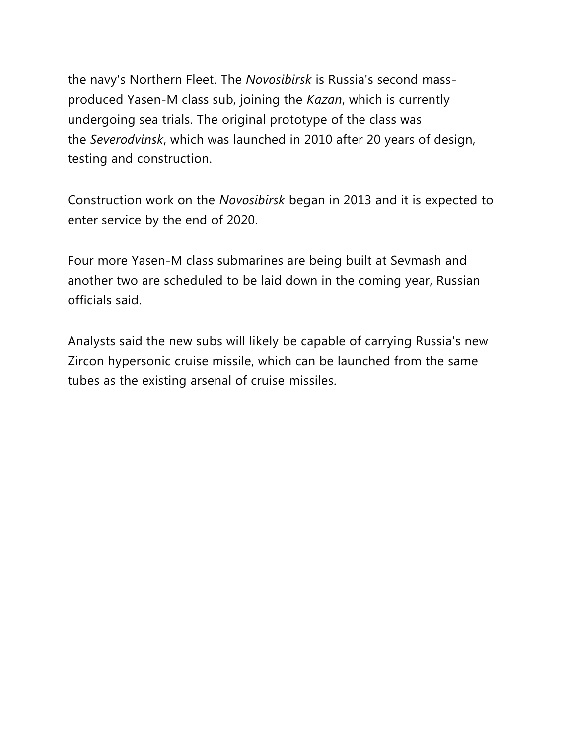the navy's Northern Fleet. The *Novosibirsk* is Russia's second mass-produced Yasen-M class sub, joining the *Kazan*, which is currently undergoing sea trials. The original prototype of the class was the *Severodvinsk*, which was launched in 2010 after 20 years of design, testing and construction.

Construction work on the *Novosibirsk* began in 2013 and it is expected to enter service by the end of 2020.

Four more Yasen-M class submarines are being built at Sevmash and another two are scheduled to be laid down in the coming year, Russian officials said.

Analysts said the new subs will likely be capable of carrying Russia's new Zircon hypersonic cruise missile, which can be launched from the same tubes as the existing arsenal of cruise missiles.